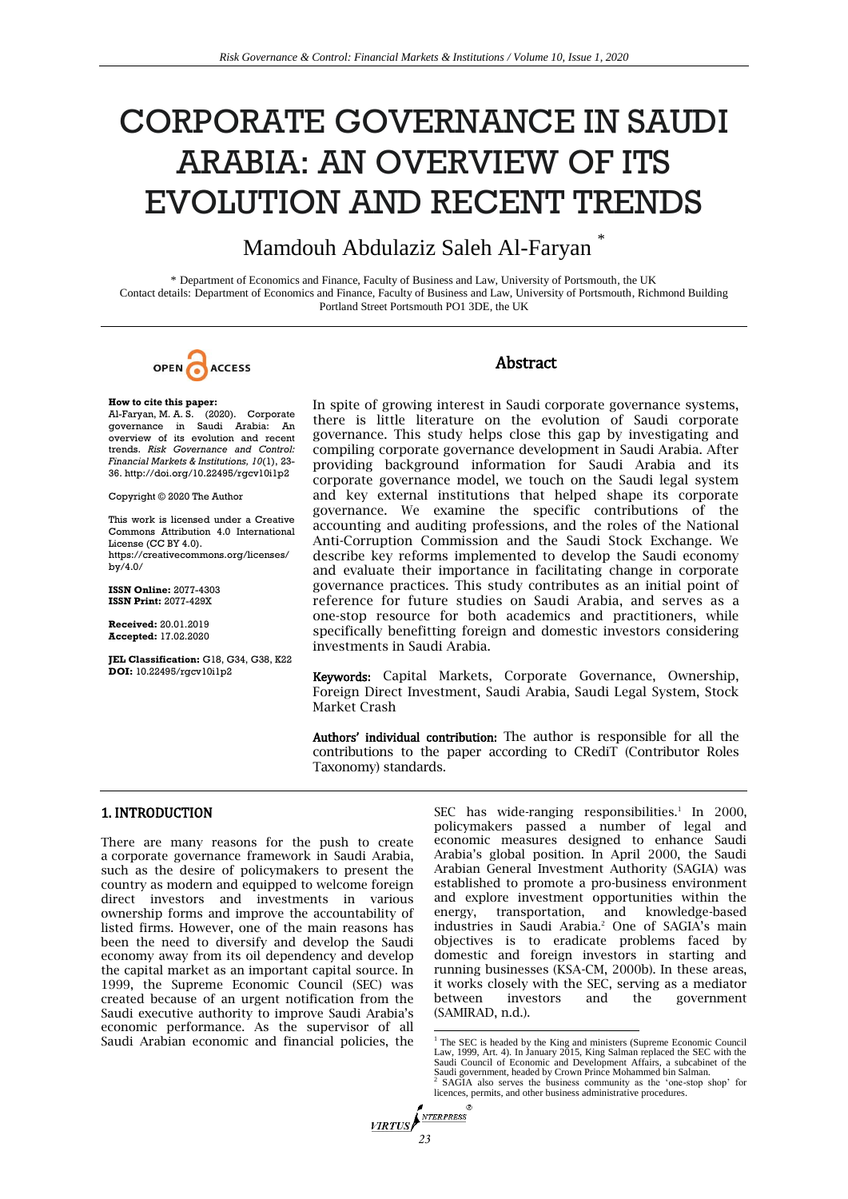# CORPORATE GOVERNANCE IN SAUDI ARABIA: AN OVERVIEW OF ITS EVOLUTION AND RECENT TRENDS

Mamdouh Abdulaziz Saleh Al-Faryan [*]

[*] Department of Economics and Finance, Faculty of Business and Law, University of Portsmouth, the UK
Contact details: Department of Economics and Finance, Faculty of Business and Law, University of Portsmouth, Richmond Building Portland Street Portsmouth PO1 3DE, the UK

OPEN ACCESS

**How to cite this paper:**
Al-Faryan, M. A. S. (2020). Corporate governance in Saudi Arabia: An overview of its evolution and recent trends. *Risk Governance and Control: Financial Markets & Institutions, 10*(1), 23-36. http://doi.org/10.22495/rgcv10i1p2

Copyright © 2020 The Author

This work is licensed under a Creative Commons Attribution 4.0 International License (CC BY 4.0). https://creativecommons.org/licenses/by/4.0/

**ISSN Online:** 2077-4303
**ISSN Print:** 2077-429X

**Received:** 20.01.2019
**Accepted:** 17.02.2020

**JEL Classification:** G18, G34, G38, K22
**DOI:** 10.22495/rgcv10i1p2

## Abstract

In spite of growing interest in Saudi corporate governance systems, there is little literature on the evolution of Saudi corporate governance. This study helps close this gap by investigating and compiling corporate governance development in Saudi Arabia. After providing background information for Saudi Arabia and its corporate governance model, we touch on the Saudi legal system and key external institutions that helped shape its corporate governance. We examine the specific contributions of the accounting and auditing professions, and the roles of the National Anti-Corruption Commission and the Saudi Stock Exchange. We describe key reforms implemented to develop the Saudi economy and evaluate their importance in facilitating change in corporate governance practices. This study contributes as an initial point of reference for future studies on Saudi Arabia, and serves as a one-stop resource for both academics and practitioners, while specifically benefitting foreign and domestic investors considering investments in Saudi Arabia.

**Keywords:** Capital Markets, Corporate Governance, Ownership, Foreign Direct Investment, Saudi Arabia, Saudi Legal System, Stock Market Crash

**Authors' individual contribution:** The author is responsible for all the contributions to the paper according to CRediT (Contributor Roles Taxonomy) standards.

## 1. INTRODUCTION

There are many reasons for the push to create a corporate governance framework in Saudi Arabia, such as the desire of policymakers to present the country as modern and equipped to welcome foreign direct investors and investments in various ownership forms and improve the accountability of listed firms. However, one of the main reasons has been the need to diversify and develop the Saudi economy away from its oil dependency and develop the capital market as an important capital source. In 1999, the Supreme Economic Council (SEC) was created because of an urgent notification from the Saudi executive authority to improve Saudi Arabia's economic performance. As the supervisor of all Saudi Arabian economic and financial policies, the SEC has wide-ranging responsibilities.[1] In 2000, policymakers passed a number of legal and economic measures designed to enhance Saudi Arabia's global position. In April 2000, the Saudi Arabian General Investment Authority (SAGIA) was established to promote a pro-business environment and explore investment opportunities within the energy, transportation, and knowledge-based industries in Saudi Arabia.[2] One of SAGIA's main objectives is to eradicate problems faced by domestic and foreign investors in starting and running businesses (KSA-CM, 2000b). In these areas, it works closely with the SEC, serving as a mediator between investors and the government (SAMIRAD, n.d.).

[1] The SEC is headed by the King and ministers (Supreme Economic Council Law, 1999, Art. 4). In January 2015, King Salman replaced the SEC with the Saudi Council of Economic and Development Affairs, a subcabinet of the Saudi government, headed by Crown Prince Mohammed bin Salman.
[2] SAGIA also serves the business community as the 'one-stop shop' for licences, permits, and other business administrative procedures.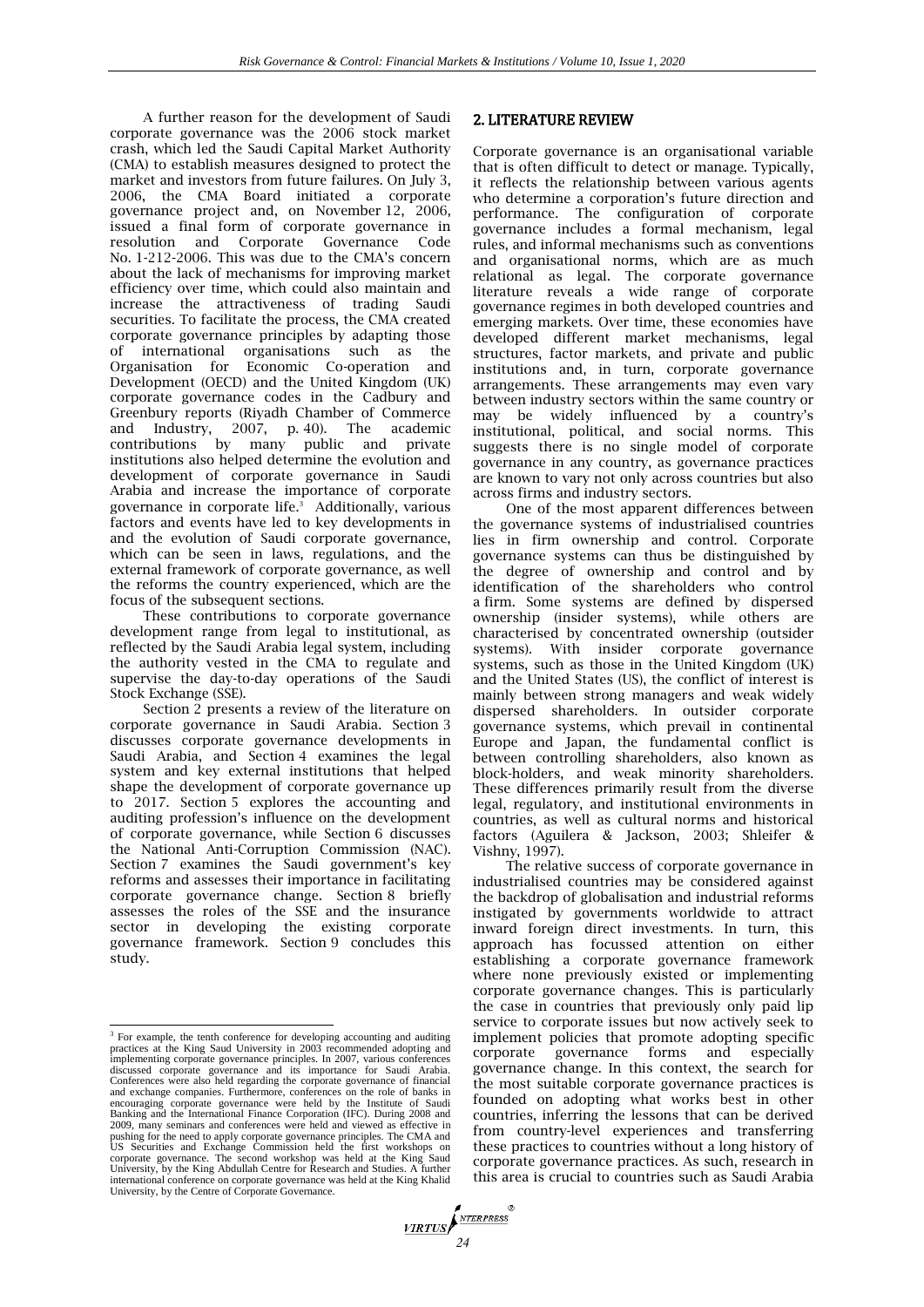A further reason for the development of Saudi corporate governance was the 2006 stock market crash, which led the Saudi Capital Market Authority (CMA) to establish measures designed to protect the market and investors from future failures. On July 3, 2006, the CMA Board initiated a corporate governance project and, on November 12, 2006, issued a final form of corporate governance in resolution and Corporate Governance Code No. 1-212-2006. This was due to the CMA's concern about the lack of mechanisms for improving market efficiency over time, which could also maintain and increase the attractiveness of trading Saudi securities. To facilitate the process, the CMA created corporate governance principles by adapting those of international organisations such as the Organisation for Economic Co-operation and Development (OECD) and the United Kingdom (UK) corporate governance codes in the Cadbury and Greenbury reports (Riyadh Chamber of Commerce and Industry, 2007, p. 40). The academic contributions by many public and private institutions also helped determine the evolution and development of corporate governance in Saudi Arabia and increase the importance of corporate governance in corporate life.[3] Additionally, various factors and events have led to key developments in and the evolution of Saudi corporate governance, which can be seen in laws, regulations, and the external framework of corporate governance, as well the reforms the country experienced, which are the focus of the subsequent sections.

These contributions to corporate governance development range from legal to institutional, as reflected by the Saudi Arabia legal system, including the authority vested in the CMA to regulate and supervise the day-to-day operations of the Saudi Stock Exchange (SSE).

Section 2 presents a review of the literature on corporate governance in Saudi Arabia. Section 3 discusses corporate governance developments in Saudi Arabia, and Section 4 examines the legal system and key external institutions that helped shape the development of corporate governance up to 2017. Section 5 explores the accounting and auditing profession's influence on the development of corporate governance, while Section 6 discusses the National Anti-Corruption Commission (NAC). Section 7 examines the Saudi government's key reforms and assesses their importance in facilitating corporate governance change. Section 8 briefly assesses the roles of the SSE and the insurance sector in developing the existing corporate governance framework. Section 9 concludes this study.

## 2. LITERATURE REVIEW

Corporate governance is an organisational variable that is often difficult to detect or manage. Typically, it reflects the relationship between various agents who determine a corporation's future direction and performance. The configuration of corporate governance includes a formal mechanism, legal rules, and informal mechanisms such as conventions and organisational norms, which are as much relational as legal. The corporate governance literature reveals a wide range of corporate governance regimes in both developed countries and emerging markets. Over time, these economies have developed different market mechanisms, legal structures, factor markets, and private and public institutions and, in turn, corporate governance arrangements. These arrangements may even vary between industry sectors within the same country or may be widely influenced by a country's institutional, political, and social norms. This suggests there is no single model of corporate governance in any country, as governance practices are known to vary not only across countries but also across firms and industry sectors.

One of the most apparent differences between the governance systems of industrialised countries lies in firm ownership and control. Corporate governance systems can thus be distinguished by the degree of ownership and control and by identification of the shareholders who control a firm. Some systems are defined by dispersed ownership (insider systems), while others are characterised by concentrated ownership (outsider systems). With insider corporate governance systems, such as those in the United Kingdom (UK) and the United States (US), the conflict of interest is mainly between strong managers and weak widely dispersed shareholders. In outsider corporate governance systems, which prevail in continental Europe and Japan, the fundamental conflict is between controlling shareholders, also known as block-holders, and weak minority shareholders. These differences primarily result from the diverse legal, regulatory, and institutional environments in countries, as well as cultural norms and historical factors (Aguilera & Jackson, 2003; Shleifer & Vishny, 1997).

The relative success of corporate governance in industrialised countries may be considered against the backdrop of globalisation and industrial reforms instigated by governments worldwide to attract inward foreign direct investments. In turn, this approach has focussed attention on either establishing a corporate governance framework where none previously existed or implementing corporate governance changes. This is particularly the case in countries that previously only paid lip service to corporate issues but now actively seek to implement policies that promote adopting specific corporate governance forms and especially governance change. In this context, the search for the most suitable corporate governance practices is founded on adopting what works best in other countries, inferring the lessons that can be derived from country-level experiences and transferring these practices to countries without a long history of corporate governance practices. As such, research in this area is crucial to countries such as Saudi Arabia

---

[3] For example, the tenth conference for developing accounting and auditing practices at the King Saud University in 2003 recommended adopting and implementing corporate governance principles. In 2007, various conferences discussed corporate governance and its importance for Saudi Arabia. Conferences were also held regarding the corporate governance of financial and exchange companies. Furthermore, conferences on the role of banks in encouraging corporate governance were held by the Institute of Saudi Banking and the International Finance Corporation (IFC). During 2008 and 2009, many seminars and conferences were held and viewed as effective in pushing for the need to apply corporate governance principles. The CMA and US Securities and Exchange Commission held the first workshops on corporate governance. The second workshop was held at the King Saud University, by the King Abdullah Centre for Research and Studies. A further international conference on corporate governance was held at the King Khalid University, by the Centre of Corporate Governance.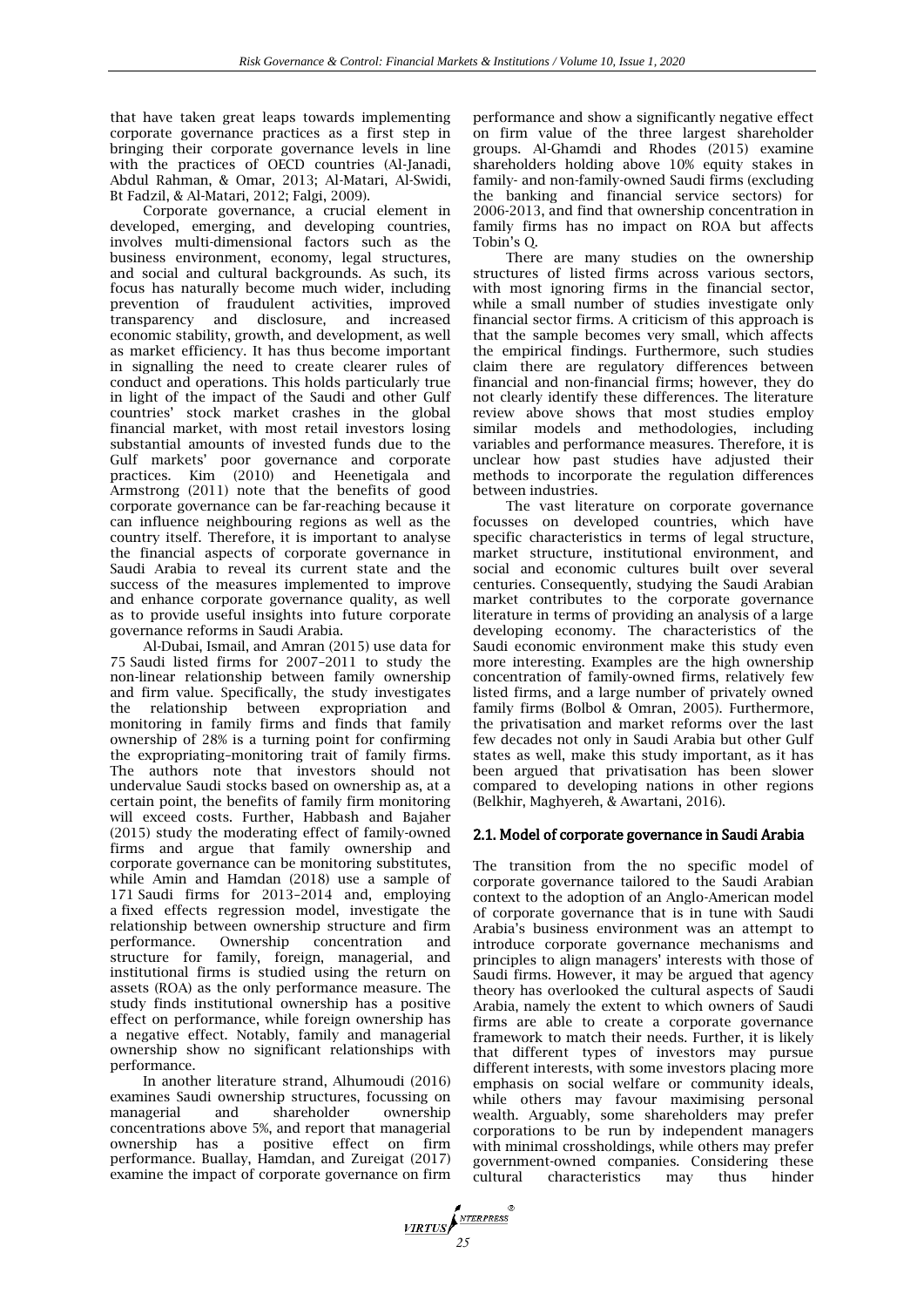that have taken great leaps towards implementing corporate governance practices as a first step in bringing their corporate governance levels in line with the practices of OECD countries (Al-Janadi, Abdul Rahman, & Omar, 2013; Al-Matari, Al-Swidi, Bt Fadzil, & Al-Matari, 2012; Falgi, 2009).

Corporate governance, a crucial element in developed, emerging, and developing countries, involves multi-dimensional factors such as the business environment, economy, legal structures, and social and cultural backgrounds. As such, its focus has naturally become much wider, including prevention of fraudulent activities, improved transparency and disclosure, and increased economic stability, growth, and development, as well as market efficiency. It has thus become important in signalling the need to create clearer rules of conduct and operations. This holds particularly true in light of the impact of the Saudi and other Gulf countries' stock market crashes in the global financial market, with most retail investors losing substantial amounts of invested funds due to the Gulf markets' poor governance and corporate practices. Kim (2010) and Heenetigala and Armstrong (2011) note that the benefits of good corporate governance can be far-reaching because it can influence neighbouring regions as well as the country itself. Therefore, it is important to analyse the financial aspects of corporate governance in Saudi Arabia to reveal its current state and the success of the measures implemented to improve and enhance corporate governance quality, as well as to provide useful insights into future corporate governance reforms in Saudi Arabia.

Al-Dubai, Ismail, and Amran (2015) use data for 75 Saudi listed firms for 2007–2011 to study the non-linear relationship between family ownership and firm value. Specifically, the study investigates the relationship between expropriation and monitoring in family firms and finds that family ownership of 28% is a turning point for confirming the expropriating–monitoring trait of family firms. The authors note that investors should not undervalue Saudi stocks based on ownership as, at a certain point, the benefits of family firm monitoring will exceed costs. Further, Habbash and Bajaher (2015) study the moderating effect of family-owned firms and argue that family ownership and corporate governance can be monitoring substitutes, while Amin and Hamdan (2018) use a sample of 171 Saudi firms for 2013–2014 and, employing a fixed effects regression model, investigate the relationship between ownership structure and firm performance. Ownership concentration and structure for family, foreign, managerial, and institutional firms is studied using the return on assets (ROA) as the only performance measure. The study finds institutional ownership has a positive effect on performance, while foreign ownership has a negative effect. Notably, family and managerial ownership show no significant relationships with performance.

In another literature strand, Alhumoudi (2016) examines Saudi ownership structures, focussing on managerial and shareholder ownership concentrations above 5%, and report that managerial ownership has a positive effect on firm performance. Buallay, Hamdan, and Zureigat (2017) examine the impact of corporate governance on firm performance and show a significantly negative effect on firm value of the three largest shareholder groups. Al-Ghamdi and Rhodes (2015) examine shareholders holding above 10% equity stakes in family- and non-family-owned Saudi firms (excluding the banking and financial service sectors) for 2006-2013, and find that ownership concentration in family firms has no impact on ROA but affects Tobin's Q.

There are many studies on the ownership structures of listed firms across various sectors, with most ignoring firms in the financial sector, while a small number of studies investigate only financial sector firms. A criticism of this approach is that the sample becomes very small, which affects the empirical findings. Furthermore, such studies claim there are regulatory differences between financial and non-financial firms; however, they do not clearly identify these differences. The literature review above shows that most studies employ similar models and methodologies, including variables and performance measures. Therefore, it is unclear how past studies have adjusted their methods to incorporate the regulation differences between industries.

The vast literature on corporate governance focusses on developed countries, which have specific characteristics in terms of legal structure, market structure, institutional environment, and social and economic cultures built over several centuries. Consequently, studying the Saudi Arabian market contributes to the corporate governance literature in terms of providing an analysis of a large developing economy. The characteristics of the Saudi economic environment make this study even more interesting. Examples are the high ownership concentration of family-owned firms, relatively few listed firms, and a large number of privately owned family firms (Bolbol & Omran, 2005). Furthermore, the privatisation and market reforms over the last few decades not only in Saudi Arabia but other Gulf states as well, make this study important, as it has been argued that privatisation has been slower compared to developing nations in other regions (Belkhir, Maghyereh, & Awartani, 2016).

### 2.1. Model of corporate governance in Saudi Arabia

The transition from the no specific model of corporate governance tailored to the Saudi Arabian context to the adoption of an Anglo-American model of corporate governance that is in tune with Saudi Arabia's business environment was an attempt to introduce corporate governance mechanisms and principles to align managers' interests with those of Saudi firms. However, it may be argued that agency theory has overlooked the cultural aspects of Saudi Arabia, namely the extent to which owners of Saudi firms are able to create a corporate governance framework to match their needs. Further, it is likely that different types of investors may pursue different interests, with some investors placing more emphasis on social welfare or community ideals, while others may favour maximising personal wealth. Arguably, some shareholders may prefer corporations to be run by independent managers with minimal crossholdings, while others may prefer government-owned companies. Considering these cultural characteristics may thus hinder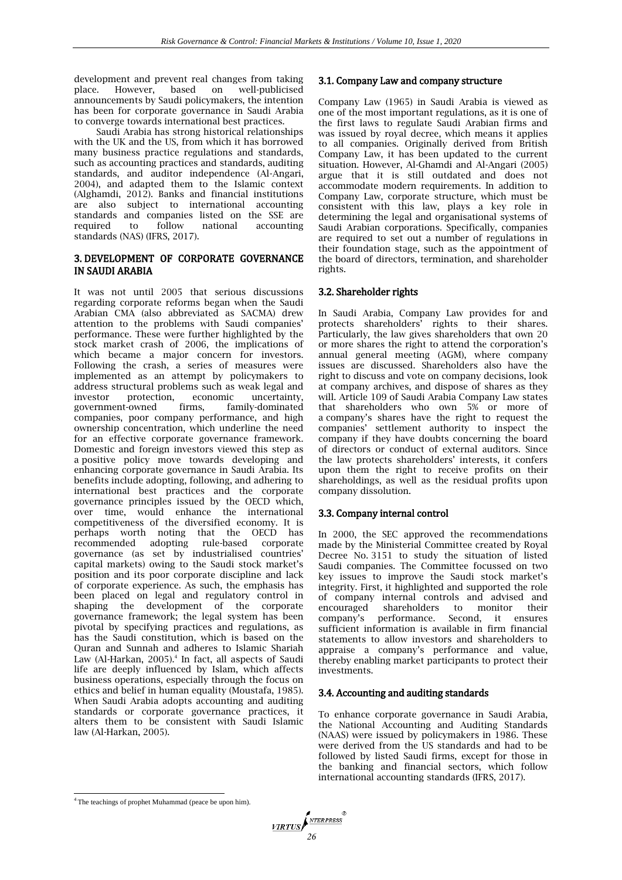development and prevent real changes from taking place. However, based on well-publicised announcements by Saudi policymakers, the intention has been for corporate governance in Saudi Arabia to converge towards international best practices.

Saudi Arabia has strong historical relationships with the UK and the US, from which it has borrowed many business practice regulations and standards, such as accounting practices and standards, auditing standards, and auditor independence (Al-Angari, 2004), and adapted them to the Islamic context (Alghamdi, 2012). Banks and financial institutions are also subject to international accounting standards and companies listed on the SSE are required to follow national accounting standards (NAS) (IFRS, 2017).

## 3. DEVELOPMENT OF CORPORATE GOVERNANCE IN SAUDI ARABIA

It was not until 2005 that serious discussions regarding corporate reforms began when the Saudi Arabian CMA (also abbreviated as SACMA) drew attention to the problems with Saudi companies' performance. These were further highlighted by the stock market crash of 2006, the implications of which became a major concern for investors. Following the crash, a series of measures were implemented as an attempt by policymakers to address structural problems such as weak legal and investor protection, economic uncertainty, government-owned firms, family-dominated companies, poor company performance, and high ownership concentration, which underline the need for an effective corporate governance framework. Domestic and foreign investors viewed this step as a positive policy move towards developing and enhancing corporate governance in Saudi Arabia. Its benefits include adopting, following, and adhering to international best practices and the corporate governance principles issued by the OECD which, over time, would enhance the international competitiveness of the diversified economy. It is perhaps worth noting that the OECD has recommended adopting rule-based corporate governance (as set by industrialised countries' capital markets) owing to the Saudi stock market's position and its poor corporate discipline and lack of corporate experience. As such, the emphasis has been placed on legal and regulatory control in shaping the development of the corporate governance framework; the legal system has been pivotal by specifying practices and regulations, as has the Saudi constitution, which is based on the Quran and Sunnah and adheres to Islamic Shariah Law (Al-Harkan, 2005).[4] In fact, all aspects of Saudi life are deeply influenced by Islam, which affects business operations, especially through the focus on ethics and belief in human equality (Moustafa, 1985). When Saudi Arabia adopts accounting and auditing standards or corporate governance practices, it alters them to be consistent with Saudi Islamic law (Al-Harkan, 2005).

### 3.1. Company Law and company structure

Company Law (1965) in Saudi Arabia is viewed as one of the most important regulations, as it is one of the first laws to regulate Saudi Arabian firms and was issued by royal decree, which means it applies to all companies. Originally derived from British Company Law, it has been updated to the current situation. However, Al-Ghamdi and Al-Angari (2005) argue that it is still outdated and does not accommodate modern requirements. In addition to Company Law, corporate structure, which must be consistent with this law, plays a key role in determining the legal and organisational systems of Saudi Arabian corporations. Specifically, companies are required to set out a number of regulations in their foundation stage, such as the appointment of the board of directors, termination, and shareholder rights.

### 3.2. Shareholder rights

In Saudi Arabia, Company Law provides for and protects shareholders' rights to their shares. Particularly, the law gives shareholders that own 20 or more shares the right to attend the corporation's annual general meeting (AGM), where company issues are discussed. Shareholders also have the right to discuss and vote on company decisions, look at company archives, and dispose of shares as they will. Article 109 of Saudi Arabia Company Law states that shareholders who own 5% or more of a company's shares have the right to request the companies' settlement authority to inspect the company if they have doubts concerning the board of directors or conduct of external auditors. Since the law protects shareholders' interests, it confers upon them the right to receive profits on their shareholdings, as well as the residual profits upon company dissolution.

### 3.3. Company internal control

In 2000, the SEC approved the recommendations made by the Ministerial Committee created by Royal Decree No. 3151 to study the situation of listed Saudi companies. The Committee focussed on two key issues to improve the Saudi stock market's integrity. First, it highlighted and supported the role of company internal controls and advised and encouraged shareholders to monitor their company's performance. Second, it ensures sufficient information is available in firm financial statements to allow investors and shareholders to appraise a company's performance and value, thereby enabling market participants to protect their investments.

### 3.4. Accounting and auditing standards

To enhance corporate governance in Saudi Arabia, the National Accounting and Auditing Standards (NAAS) were issued by policymakers in 1986. These were derived from the US standards and had to be followed by listed Saudi firms, except for those in the banking and financial sectors, which follow international accounting standards (IFRS, 2017).

---

[4] The teachings of prophet Muhammad (peace be upon him).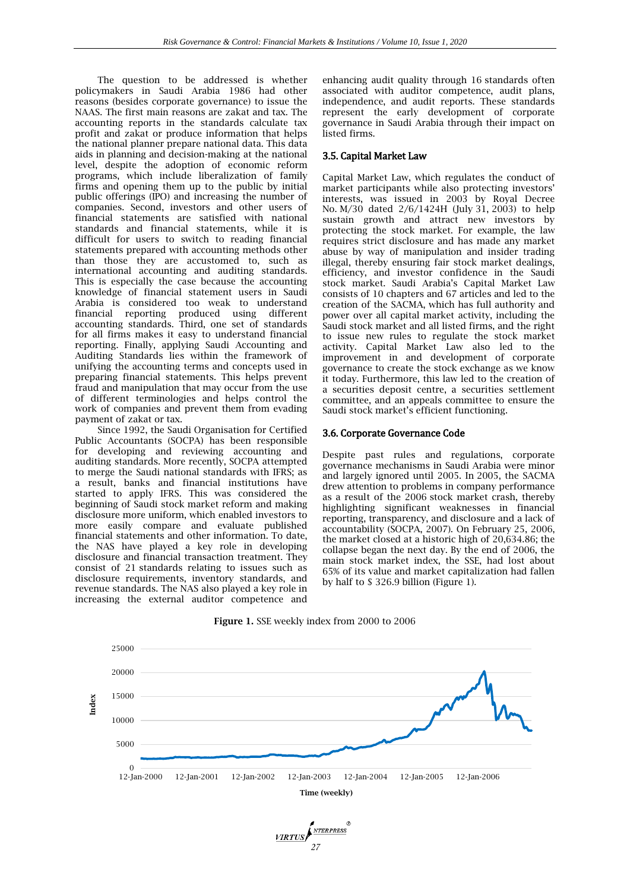The question to be addressed is whether policymakers in Saudi Arabia 1986 had other reasons (besides corporate governance) to issue the NAAS. The first main reasons are zakat and tax. The accounting reports in the standards calculate tax profit and zakat or produce information that helps the national planner prepare national data. This data aids in planning and decision-making at the national level, despite the adoption of economic reform programs, which include liberalization of family firms and opening them up to the public by initial public offerings (IPO) and increasing the number of companies. Second, investors and other users of financial statements are satisfied with national standards and financial statements, while it is difficult for users to switch to reading financial statements prepared with accounting methods other than those they are accustomed to, such as international accounting and auditing standards. This is especially the case because the accounting knowledge of financial statement users in Saudi Arabia is considered too weak to understand financial reporting produced using different accounting standards. Third, one set of standards for all firms makes it easy to understand financial reporting. Finally, applying Saudi Accounting and Auditing Standards lies within the framework of unifying the accounting terms and concepts used in preparing financial statements. This helps prevent fraud and manipulation that may occur from the use of different terminologies and helps control the work of companies and prevent them from evading payment of zakat or tax.

Since 1992, the Saudi Organisation for Certified Public Accountants (SOCPA) has been responsible for developing and reviewing accounting and auditing standards. More recently, SOCPA attempted to merge the Saudi national standards with IFRS; as a result, banks and financial institutions have started to apply IFRS. This was considered the beginning of Saudi stock market reform and making disclosure more uniform, which enabled investors to more easily compare and evaluate published financial statements and other information. To date, the NAS have played a key role in developing disclosure and financial transaction treatment. They consist of 21 standards relating to issues such as disclosure requirements, inventory standards, and revenue standards. The NAS also played a key role in increasing the external auditor competence and enhancing audit quality through 16 standards often associated with auditor competence, audit plans, independence, and audit reports. These standards represent the early development of corporate governance in Saudi Arabia through their impact on listed firms.

### 3.5. Capital Market Law

Capital Market Law, which regulates the conduct of market participants while also protecting investors' interests, was issued in 2003 by Royal Decree No. M/30 dated 2/6/1424H (July 31, 2003) to help sustain growth and attract new investors by protecting the stock market. For example, the law requires strict disclosure and has made any market abuse by way of manipulation and insider trading illegal, thereby ensuring fair stock market dealings, efficiency, and investor confidence in the Saudi stock market. Saudi Arabia's Capital Market Law consists of 10 chapters and 67 articles and led to the creation of the SACMA, which has full authority and power over all capital market activity, including the Saudi stock market and all listed firms, and the right to issue new rules to regulate the stock market activity. Capital Market Law also led to the improvement in and development of corporate governance to create the stock exchange as we know it today. Furthermore, this law led to the creation of a securities deposit centre, a securities settlement committee, and an appeals committee to ensure the Saudi stock market's efficient functioning.

### 3.6. Corporate Governance Code

Despite past rules and regulations, corporate governance mechanisms in Saudi Arabia were minor and largely ignored until 2005. In 2005, the SACMA drew attention to problems in company performance as a result of the 2006 stock market crash, thereby highlighting significant weaknesses in financial reporting, transparency, and disclosure and a lack of accountability (SOCPA, 2007). On February 25, 2006, the market closed at a historic high of 20,634.86; the collapse began the next day. By the end of 2006, the main stock market index, the SSE, had lost about 65% of its value and market capitalization had fallen by half to $ 326.9 billion (Figure 1).

**Figure 1.** SSE weekly index from 2000 to 2006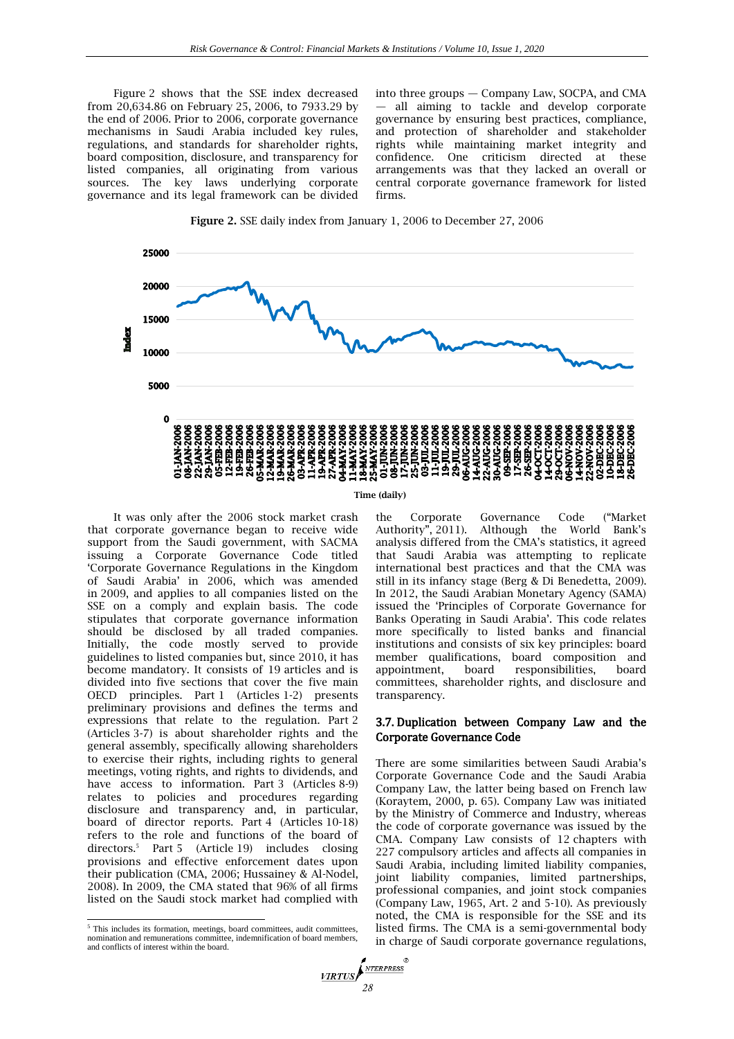Figure 2 shows that the SSE index decreased from 20,634.86 on February 25, 2006, to 7933.29 by the end of 2006. Prior to 2006, corporate governance mechanisms in Saudi Arabia included key rules, regulations, and standards for shareholder rights, board composition, disclosure, and transparency for listed companies, all originating from various sources. The key laws underlying corporate governance and its legal framework can be divided into three groups — Company Law, SOCPA, and CMA — all aiming to tackle and develop corporate governance by ensuring best practices, compliance, and protection of shareholder and stakeholder rights while maintaining market integrity and confidence. One criticism directed at these arrangements was that they lacked an overall or central corporate governance framework for listed firms.

**Figure 2.** SSE daily index from January 1, 2006 to December 27, 2006

It was only after the 2006 stock market crash that corporate governance began to receive wide support from the Saudi government, with SACMA issuing a Corporate Governance Code titled 'Corporate Governance Regulations in the Kingdom of Saudi Arabia' in 2006, which was amended in 2009, and applies to all companies listed on the SSE on a comply and explain basis. The code stipulates that corporate governance information should be disclosed by all traded companies. Initially, the code mostly served to provide guidelines to listed companies but, since 2010, it has become mandatory. It consists of 19 articles and is divided into five sections that cover the five main OECD principles. Part 1 (Articles 1-2) presents preliminary provisions and defines the terms and expressions that relate to the regulation. Part 2 (Articles 3-7) is about shareholder rights and the general assembly, specifically allowing shareholders to exercise their rights, including rights to general meetings, voting rights, and rights to dividends, and have access to information. Part 3 (Articles 8-9) relates to policies and procedures regarding disclosure and transparency and, in particular, board of director reports. Part 4 (Articles 10-18) refers to the role and functions of the board of directors.[5] Part 5 (Article 19) includes closing provisions and effective enforcement dates upon their publication (CMA, 2006; Hussainey & Al-Nodel, 2008). In 2009, the CMA stated that 96% of all firms listed on the Saudi stock market had complied with the Corporate Governance Code ("Market Authority", 2011). Although the World Bank's analysis differed from the CMA's statistics, it agreed that Saudi Arabia was attempting to replicate international best practices and that the CMA was still in its infancy stage (Berg & Di Benedetta, 2009). In 2012, the Saudi Arabian Monetary Agency (SAMA) issued the 'Principles of Corporate Governance for Banks Operating in Saudi Arabia'. This code relates more specifically to listed banks and financial institutions and consists of six key principles: board member qualifications, board composition and appointment, board responsibilities, board committees, shareholder rights, and disclosure and transparency.

### 3.7. Duplication between Company Law and the Corporate Governance Code

There are some similarities between Saudi Arabia's Corporate Governance Code and the Saudi Arabia Company Law, the latter being based on French law (Koraytem, 2000, p. 65). Company Law was initiated by the Ministry of Commerce and Industry, whereas the code of corporate governance was issued by the CMA. Company Law consists of 12 chapters with 227 compulsory articles and affects all companies in Saudi Arabia, including limited liability companies, joint liability companies, limited partnerships, professional companies, and joint stock companies (Company Law, 1965, Art. 2 and 5-10). As previously noted, the CMA is responsible for the SSE and its listed firms. The CMA is a semi-governmental body in charge of Saudi corporate governance regulations,

[5] This includes its formation, meetings, board committees, audit committees, nomination and remunerations committee, indemnification of board members, and conflicts of interest within the board.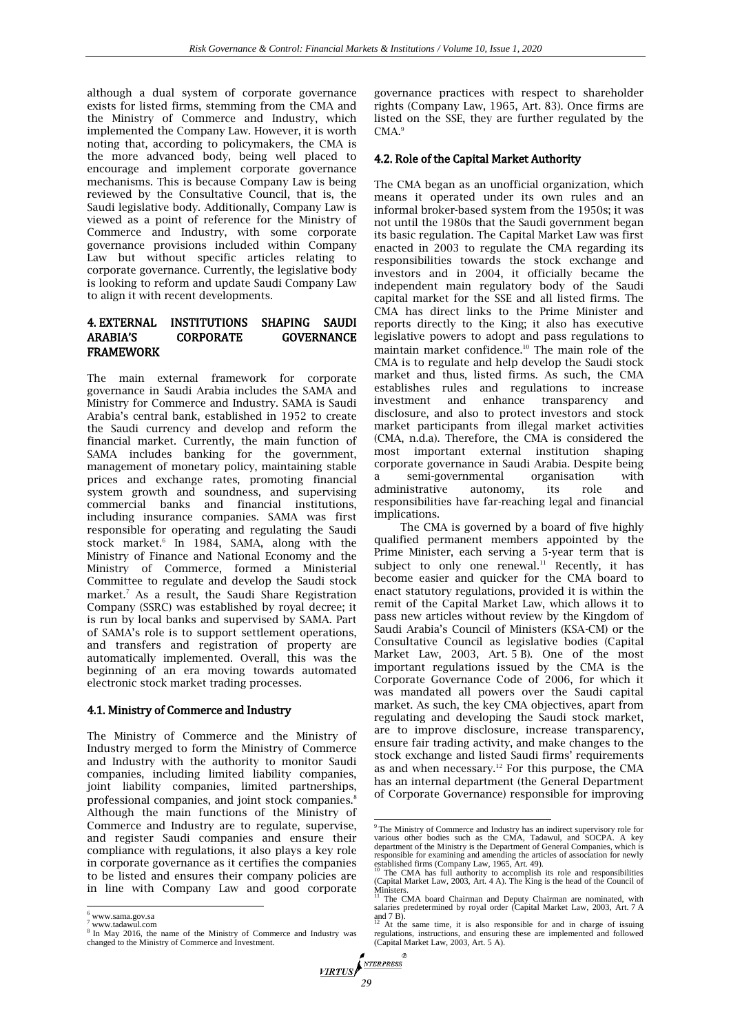although a dual system of corporate governance exists for listed firms, stemming from the CMA and the Ministry of Commerce and Industry, which implemented the Company Law. However, it is worth noting that, according to policymakers, the CMA is the more advanced body, being well placed to encourage and implement corporate governance mechanisms. This is because Company Law is being reviewed by the Consultative Council, that is, the Saudi legislative body. Additionally, Company Law is viewed as a point of reference for the Ministry of Commerce and Industry, with some corporate governance provisions included within Company Law but without specific articles relating to corporate governance. Currently, the legislative body is looking to reform and update Saudi Company Law to align it with recent developments.

## 4. EXTERNAL INSTITUTIONS SHAPING SAUDI ARABIA'S CORPORATE GOVERNANCE FRAMEWORK

The main external framework for corporate governance in Saudi Arabia includes the SAMA and Ministry for Commerce and Industry. SAMA is Saudi Arabia's central bank, established in 1952 to create the Saudi currency and develop and reform the financial market. Currently, the main function of SAMA includes banking for the government, management of monetary policy, maintaining stable prices and exchange rates, promoting financial system growth and soundness, and supervising commercial banks and financial institutions, including insurance companies. SAMA was first responsible for operating and regulating the Saudi stock market.[6] In 1984, SAMA, along with the Ministry of Finance and National Economy and the Ministry of Commerce, formed a Ministerial Committee to regulate and develop the Saudi stock market.[7] As a result, the Saudi Share Registration Company (SSRC) was established by royal decree; it is run by local banks and supervised by SAMA. Part of SAMA's role is to support settlement operations, and transfers and registration of property are automatically implemented. Overall, this was the beginning of an era moving towards automated electronic stock market trading processes.

### 4.1. Ministry of Commerce and Industry

The Ministry of Commerce and the Ministry of Industry merged to form the Ministry of Commerce and Industry with the authority to monitor Saudi companies, including limited liability companies, joint liability companies, limited partnerships, professional companies, and joint stock companies.[8] Although the main functions of the Ministry of Commerce and Industry are to regulate, supervise, and register Saudi companies and ensure their compliance with regulations, it also plays a key role in corporate governance as it certifies the companies to be listed and ensures their company policies are in line with Company Law and good corporate governance practices with respect to shareholder rights (Company Law, 1965, Art. 83). Once firms are listed on the SSE, they are further regulated by the CMA.[9]

### 4.2. Role of the Capital Market Authority

The CMA began as an unofficial organization, which means it operated under its own rules and an informal broker-based system from the 1950s; it was not until the 1980s that the Saudi government began its basic regulation. The Capital Market Law was first enacted in 2003 to regulate the CMA regarding its responsibilities towards the stock exchange and investors and in 2004, it officially became the independent main regulatory body of the Saudi capital market for the SSE and all listed firms. The CMA has direct links to the Prime Minister and reports directly to the King; it also has executive legislative powers to adopt and pass regulations to maintain market confidence.[10] The main role of the CMA is to regulate and help develop the Saudi stock market and thus, listed firms. As such, the CMA establishes rules and regulations to increase investment and enhance transparency and disclosure, and also to protect investors and stock market participants from illegal market activities (CMA, n.d.a). Therefore, the CMA is considered the most important external institution shaping corporate governance in Saudi Arabia. Despite being a semi-governmental organisation with administrative autonomy, its role and responsibilities have far-reaching legal and financial implications.

The CMA is governed by a board of five highly qualified permanent members appointed by the Prime Minister, each serving a 5-year term that is subject to only one renewal.[11] Recently, it has become easier and quicker for the CMA board to enact statutory regulations, provided it is within the remit of the Capital Market Law, which allows it to pass new articles without review by the Kingdom of Saudi Arabia's Council of Ministers (KSA-CM) or the Consultative Council as legislative bodies (Capital Market Law, 2003, Art. 5 B). One of the most important regulations issued by the CMA is the Corporate Governance Code of 2006, for which it was mandated all powers over the Saudi capital market. As such, the key CMA objectives, apart from regulating and developing the Saudi stock market, are to improve disclosure, increase transparency, ensure fair trading activity, and make changes to the stock exchange and listed Saudi firms' requirements as and when necessary.[12] For this purpose, the CMA has an internal department (the General Department of Corporate Governance) responsible for improving

---

[6] www.sama.gov.sa

[7] www.tadawul.com

[8] In May 2016, the name of the Ministry of Commerce and Industry was changed to the Ministry of Commerce and Investment.

[9] The Ministry of Commerce and Industry has an indirect supervisory role for various other bodies such as the CMA, Tadawul, and SOCPA. A key department of the Ministry is the Department of General Companies, which is responsible for examining and amending the articles of association for newly established firms (Company Law, 1965, Art. 49).

[10] The CMA has full authority to accomplish its role and responsibilities (Capital Market Law, 2003, Art. 4 A). The King is the head of the Council of Ministers.

[11] The CMA board Chairman and Deputy Chairman are nominated, with salaries predetermined by royal order (Capital Market Law, 2003, Art. 7 A and 7 B).

[12] At the same time, it is also responsible for and in charge of issuing regulations, instructions, and ensuring these are implemented and followed (Capital Market Law, 2003, Art. 5 A).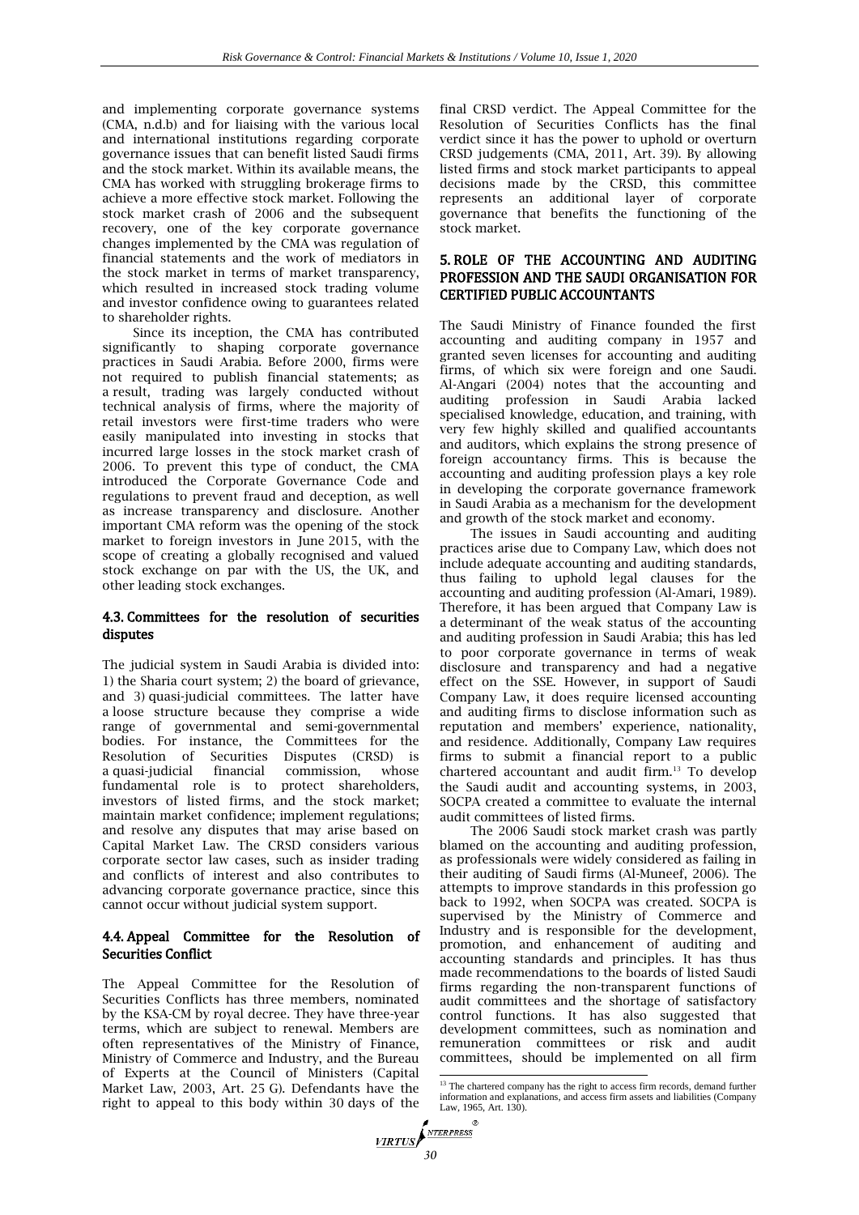and implementing corporate governance systems (CMA, n.d.b) and for liaising with the various local and international institutions regarding corporate governance issues that can benefit listed Saudi firms and the stock market. Within its available means, the CMA has worked with struggling brokerage firms to achieve a more effective stock market. Following the stock market crash of 2006 and the subsequent recovery, one of the key corporate governance changes implemented by the CMA was regulation of financial statements and the work of mediators in the stock market in terms of market transparency, which resulted in increased stock trading volume and investor confidence owing to guarantees related to shareholder rights.

Since its inception, the CMA has contributed significantly to shaping corporate governance practices in Saudi Arabia. Before 2000, firms were not required to publish financial statements; as a result, trading was largely conducted without technical analysis of firms, where the majority of retail investors were first-time traders who were easily manipulated into investing in stocks that incurred large losses in the stock market crash of 2006. To prevent this type of conduct, the CMA introduced the Corporate Governance Code and regulations to prevent fraud and deception, as well as increase transparency and disclosure. Another important CMA reform was the opening of the stock market to foreign investors in June 2015, with the scope of creating a globally recognised and valued stock exchange on par with the US, the UK, and other leading stock exchanges.

### 4.3. Committees for the resolution of securities disputes

The judicial system in Saudi Arabia is divided into: 1) the Sharia court system; 2) the board of grievance, and 3) quasi-judicial committees. The latter have a loose structure because they comprise a wide range of governmental and semi-governmental bodies. For instance, the Committees for the Resolution of Securities Disputes (CRSD) is a quasi-judicial financial commission, whose fundamental role is to protect shareholders, investors of listed firms, and the stock market; maintain market confidence; implement regulations; and resolve any disputes that may arise based on Capital Market Law. The CRSD considers various corporate sector law cases, such as insider trading and conflicts of interest and also contributes to advancing corporate governance practice, since this cannot occur without judicial system support.

### 4.4. Appeal Committee for the Resolution of Securities Conflict

The Appeal Committee for the Resolution of Securities Conflicts has three members, nominated by the KSA-CM by royal decree. They have three-year terms, which are subject to renewal. Members are often representatives of the Ministry of Finance, Ministry of Commerce and Industry, and the Bureau of Experts at the Council of Ministers (Capital Market Law, 2003, Art. 25 G). Defendants have the right to appeal to this body within 30 days of the final CRSD verdict. The Appeal Committee for the Resolution of Securities Conflicts has the final verdict since it has the power to uphold or overturn CRSD judgements (CMA, 2011, Art. 39). By allowing listed firms and stock market participants to appeal decisions made by the CRSD, this committee represents an additional layer of corporate governance that benefits the functioning of the stock market.

## 5. ROLE OF THE ACCOUNTING AND AUDITING PROFESSION AND THE SAUDI ORGANISATION FOR CERTIFIED PUBLIC ACCOUNTANTS

The Saudi Ministry of Finance founded the first accounting and auditing company in 1957 and granted seven licenses for accounting and auditing firms, of which six were foreign and one Saudi. Al-Angari (2004) notes that the accounting and auditing profession in Saudi Arabia lacked specialised knowledge, education, and training, with very few highly skilled and qualified accountants and auditors, which explains the strong presence of foreign accountancy firms. This is because the accounting and auditing profession plays a key role in developing the corporate governance framework in Saudi Arabia as a mechanism for the development and growth of the stock market and economy.

The issues in Saudi accounting and auditing practices arise due to Company Law, which does not include adequate accounting and auditing standards, thus failing to uphold legal clauses for the accounting and auditing profession (Al-Amari, 1989). Therefore, it has been argued that Company Law is a determinant of the weak status of the accounting and auditing profession in Saudi Arabia; this has led to poor corporate governance in terms of weak disclosure and transparency and had a negative effect on the SSE. However, in support of Saudi Company Law, it does require licensed accounting and auditing firms to disclose information such as reputation and members' experience, nationality, and residence. Additionally, Company Law requires firms to submit a financial report to a public chartered accountant and audit firm.[13] To develop the Saudi audit and accounting systems, in 2003, SOCPA created a committee to evaluate the internal audit committees of listed firms.

The 2006 Saudi stock market crash was partly blamed on the accounting and auditing profession, as professionals were widely considered as failing in their auditing of Saudi firms (Al-Muneef, 2006). The attempts to improve standards in this profession go back to 1992, when SOCPA was created. SOCPA is supervised by the Ministry of Commerce and Industry and is responsible for the development, promotion, and enhancement of auditing and accounting standards and principles. It has thus made recommendations to the boards of listed Saudi firms regarding the non-transparent functions of audit committees and the shortage of satisfactory control functions. It has also suggested that development committees, such as nomination and remuneration committees or risk and audit committees, should be implemented on all firm

[13] The chartered company has the right to access firm records, demand further information and explanations, and access firm assets and liabilities (Company Law, 1965, Art. 130).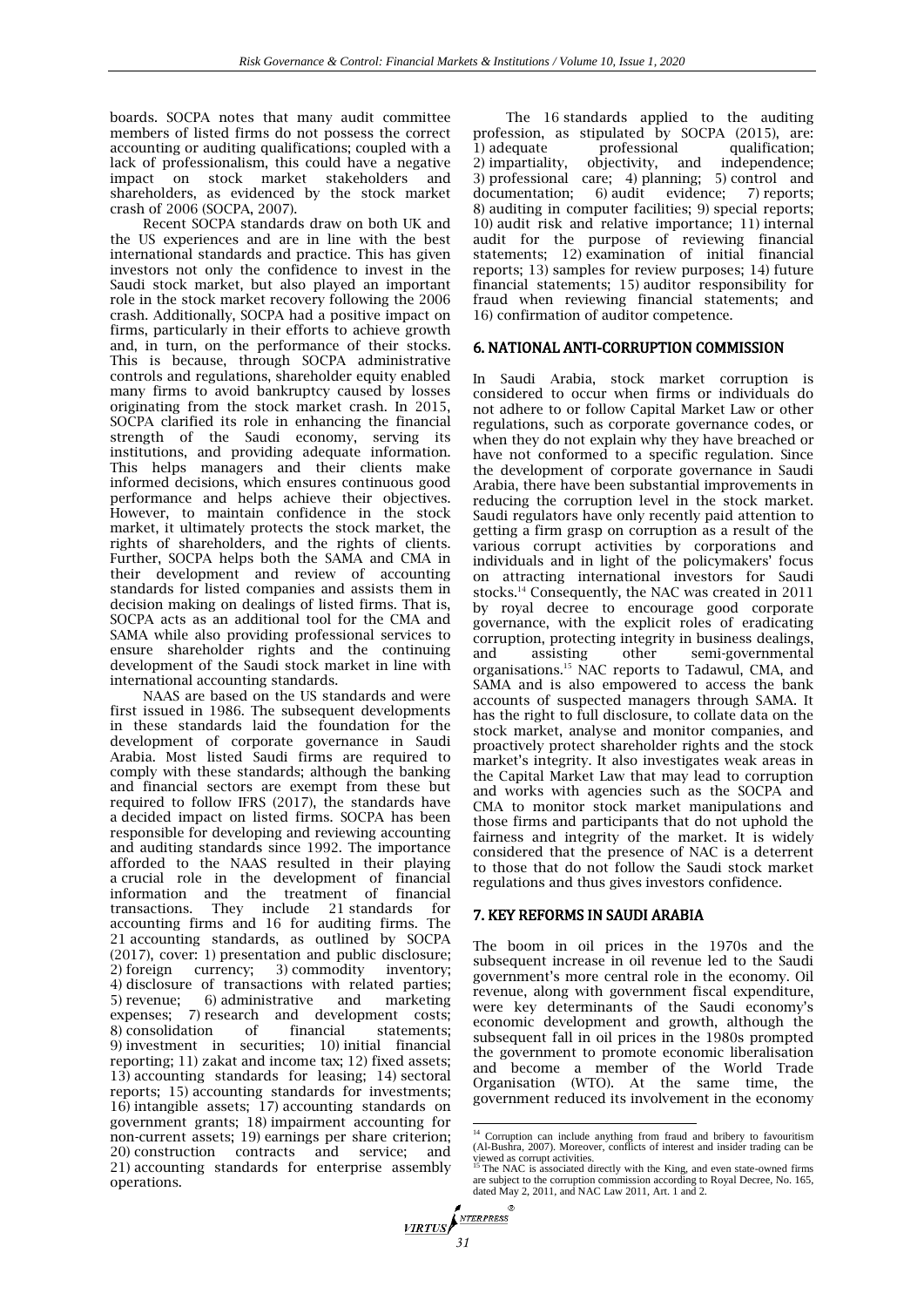boards. SOCPA notes that many audit committee members of listed firms do not possess the correct accounting or auditing qualifications; coupled with a lack of professionalism, this could have a negative impact on stock market stakeholders and shareholders, as evidenced by the stock market crash of 2006 (SOCPA, 2007).

Recent SOCPA standards draw on both UK and the US experiences and are in line with the best international standards and practice. This has given investors not only the confidence to invest in the Saudi stock market, but also played an important role in the stock market recovery following the 2006 crash. Additionally, SOCPA had a positive impact on firms, particularly in their efforts to achieve growth and, in turn, on the performance of their stocks. This is because, through SOCPA administrative controls and regulations, shareholder equity enabled many firms to avoid bankruptcy caused by losses originating from the stock market crash. In 2015, SOCPA clarified its role in enhancing the financial strength of the Saudi economy, serving its institutions, and providing adequate information. This helps managers and their clients make informed decisions, which ensures continuous good performance and helps achieve their objectives. However, to maintain confidence in the stock market, it ultimately protects the stock market, the rights of shareholders, and the rights of clients. Further, SOCPA helps both the SAMA and CMA in their development and review of accounting standards for listed companies and assists them in decision making on dealings of listed firms. That is, SOCPA acts as an additional tool for the CMA and SAMA while also providing professional services to ensure shareholder rights and the continuing development of the Saudi stock market in line with international accounting standards.

NAAS are based on the US standards and were first issued in 1986. The subsequent developments in these standards laid the foundation for the development of corporate governance in Saudi Arabia. Most listed Saudi firms are required to comply with these standards; although the banking and financial sectors are exempt from these but required to follow IFRS (2017), the standards have a decided impact on listed firms. SOCPA has been responsible for developing and reviewing accounting and auditing standards since 1992. The importance afforded to the NAAS resulted in their playing a crucial role in the development of financial information and the treatment of financial transactions. They include 21 standards for accounting firms and 16 for auditing firms. The 21 accounting standards, as outlined by SOCPA (2017), cover: 1) presentation and public disclosure; 2) foreign currency; 3) commodity inventory; 4) disclosure of transactions with related parties; 5) revenue; 6) administrative and marketing expenses; 7) research and development costs; 8) consolidation of financial statements; 9) investment in securities; 10) initial financial reporting; 11) zakat and income tax; 12) fixed assets; 13) accounting standards for leasing; 14) sectoral reports; 15) accounting standards for investments; 16) intangible assets; 17) accounting standards on government grants; 18) impairment accounting for non-current assets; 19) earnings per share criterion; 20) construction contracts and service; and 21) accounting standards for enterprise assembly operations.

The 16 standards applied to the auditing profession, as stipulated by SOCPA (2015), are: 1) adequate professional qualification; 2) impartiality, objectivity, and independence; 3) professional care; 4) planning; 5) control and documentation; 6) audit evidence; 7) reports; 8) auditing in computer facilities; 9) special reports; 10) audit risk and relative importance; 11) internal audit for the purpose of reviewing financial statements; 12) examination of initial financial reports; 13) samples for review purposes; 14) future financial statements; 15) auditor responsibility for fraud when reviewing financial statements; and 16) confirmation of auditor competence.

## 6. NATIONAL ANTI-CORRUPTION COMMISSION

In Saudi Arabia, stock market corruption is considered to occur when firms or individuals do not adhere to or follow Capital Market Law or other regulations, such as corporate governance codes, or when they do not explain why they have breached or have not conformed to a specific regulation. Since the development of corporate governance in Saudi Arabia, there have been substantial improvements in reducing the corruption level in the stock market. Saudi regulators have only recently paid attention to getting a firm grasp on corruption as a result of the various corrupt activities by corporations and individuals and in light of the policymakers' focus on attracting international investors for Saudi stocks.[14] Consequently, the NAC was created in 2011 by royal decree to encourage good corporate governance, with the explicit roles of eradicating corruption, protecting integrity in business dealings, and assisting other semi-governmental organisations.[15] NAC reports to Tadawul, CMA, and SAMA and is also empowered to access the bank accounts of suspected managers through SAMA. It has the right to full disclosure, to collate data on the stock market, analyse and monitor companies, and proactively protect shareholder rights and the stock market's integrity. It also investigates weak areas in the Capital Market Law that may lead to corruption and works with agencies such as the SOCPA and CMA to monitor stock market manipulations and those firms and participants that do not uphold the fairness and integrity of the market. It is widely considered that the presence of NAC is a deterrent to those that do not follow the Saudi stock market regulations and thus gives investors confidence.

## 7. KEY REFORMS IN SAUDI ARABIA

The boom in oil prices in the 1970s and the subsequent increase in oil revenue led to the Saudi government's more central role in the economy. Oil revenue, along with government fiscal expenditure, were key determinants of the Saudi economy's economic development and growth, although the subsequent fall in oil prices in the 1980s prompted the government to promote economic liberalisation and become a member of the World Trade Organisation (WTO). At the same time, the government reduced its involvement in the economy

[14] Corruption can include anything from fraud and bribery to favouritism (Al-Bushra, 2007). Moreover, conflicts of interest and insider trading can be viewed as corrupt activities.

[15] The NAC is associated directly with the King, and even state-owned firms are subject to the corruption commission according to Royal Decree, No. 165, dated May 2, 2011, and NAC Law 2011, Art. 1 and 2.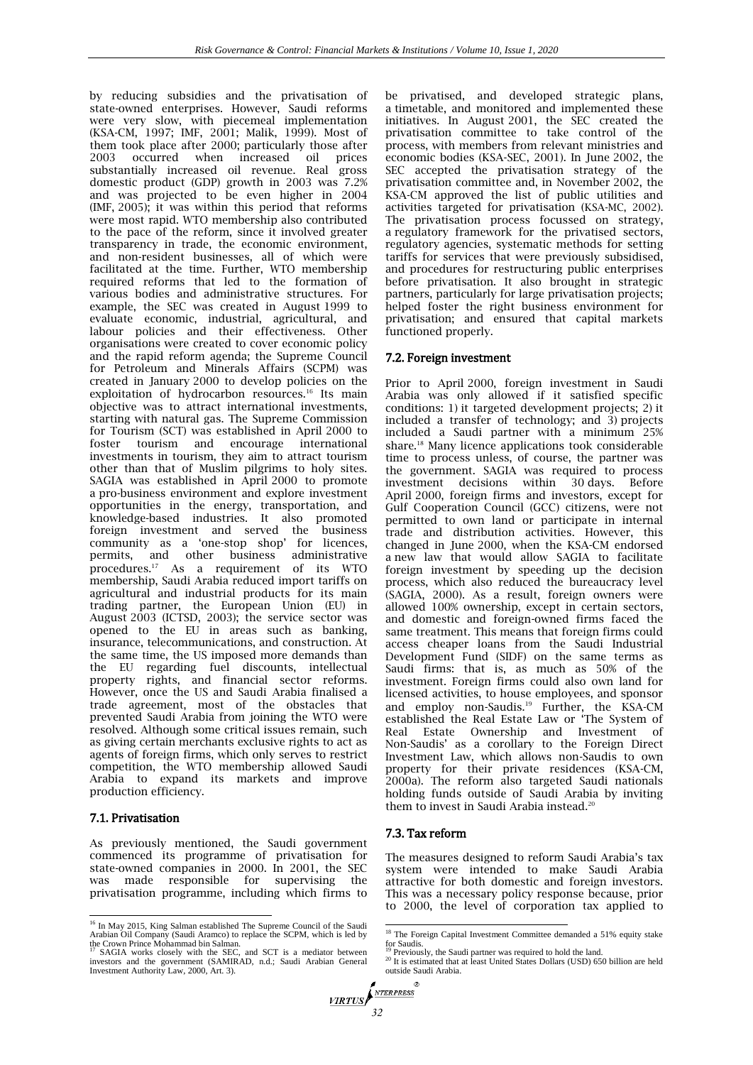by reducing subsidies and the privatisation of state-owned enterprises. However, Saudi reforms were very slow, with piecemeal implementation (KSA-CM, 1997; IMF, 2001; Malik, 1999). Most of them took place after 2000; particularly those after 2003 occurred when increased oil prices substantially increased oil revenue. Real gross domestic product (GDP) growth in 2003 was 7.2% and was projected to be even higher in 2004 (IMF, 2005); it was within this period that reforms were most rapid. WTO membership also contributed to the pace of the reform, since it involved greater transparency in trade, the economic environment, and non-resident businesses, all of which were facilitated at the time. Further, WTO membership required reforms that led to the formation of various bodies and administrative structures. For example, the SEC was created in August 1999 to evaluate economic, industrial, agricultural, and labour policies and their effectiveness. Other organisations were created to cover economic policy and the rapid reform agenda; the Supreme Council for Petroleum and Minerals Affairs (SCPM) was created in January 2000 to develop policies on the exploitation of hydrocarbon resources.[16] Its main objective was to attract international investments, starting with natural gas. The Supreme Commission for Tourism (SCT) was established in April 2000 to foster tourism and encourage international investments in tourism, they aim to attract tourism other than that of Muslim pilgrims to holy sites. SAGIA was established in April 2000 to promote a pro-business environment and explore investment opportunities in the energy, transportation, and knowledge-based industries. It also promoted foreign investment and served the business community as a 'one-stop shop' for licences, permits, and other business administrative procedures.[17] As a requirement of its WTO membership, Saudi Arabia reduced import tariffs on agricultural and industrial products for its main trading partner, the European Union (EU) in August 2003 (ICTSD, 2003); the service sector was opened to the EU in areas such as banking, insurance, telecommunications, and construction. At the same time, the US imposed more demands than the EU regarding fuel discounts, intellectual property rights, and financial sector reforms. However, once the US and Saudi Arabia finalised a trade agreement, most of the obstacles that prevented Saudi Arabia from joining the WTO were resolved. Although some critical issues remain, such as giving certain merchants exclusive rights to act as agents of foreign firms, which only serves to restrict competition, the WTO membership allowed Saudi Arabia to expand its markets and improve production efficiency.

### 7.1. Privatisation

As previously mentioned, the Saudi government commenced its programme of privatisation for state-owned companies in 2000. In 2001, the SEC was made responsible for supervising the privatisation programme, including which firms to be privatised, and developed strategic plans, a timetable, and monitored and implemented these initiatives. In August 2001, the SEC created the privatisation committee to take control of the process, with members from relevant ministries and economic bodies (KSA-SEC, 2001). In June 2002, the SEC accepted the privatisation strategy of the privatisation committee and, in November 2002, the KSA-CM approved the list of public utilities and activities targeted for privatisation (KSA-MC, 2002). The privatisation process focussed on strategy, a regulatory framework for the privatised sectors, regulatory agencies, systematic methods for setting tariffs for services that were previously subsidised, and procedures for restructuring public enterprises before privatisation. It also brought in strategic partners, particularly for large privatisation projects; helped foster the right business environment for privatisation; and ensured that capital markets functioned properly.

### 7.2. Foreign investment

Prior to April 2000, foreign investment in Saudi Arabia was only allowed if it satisfied specific conditions: 1) it targeted development projects; 2) it included a transfer of technology; and 3) projects included a Saudi partner with a minimum 25% share.[18] Many licence applications took considerable time to process unless, of course, the partner was the government. SAGIA was required to process investment decisions within 30 days. Before April 2000, foreign firms and investors, except for Gulf Cooperation Council (GCC) citizens, were not permitted to own land or participate in internal trade and distribution activities. However, this changed in June 2000, when the KSA-CM endorsed a new law that would allow SAGIA to facilitate foreign investment by speeding up the decision process, which also reduced the bureaucracy level (SAGIA, 2000). As a result, foreign owners were allowed 100% ownership, except in certain sectors, and domestic and foreign-owned firms faced the same treatment. This means that foreign firms could access cheaper loans from the Saudi Industrial Development Fund (SIDF) on the same terms as Saudi firms: that is, as much as 50% of the investment. Foreign firms could also own land for licensed activities, to house employees, and sponsor and employ non-Saudis.[19] Further, the KSA-CM established the Real Estate Law or 'The System of Real Estate Ownership and Investment of Non-Saudis' as a corollary to the Foreign Direct Investment Law, which allows non-Saudis to own property for their private residences (KSA-CM, 2000a). The reform also targeted Saudi nationals holding funds outside of Saudi Arabia by inviting them to invest in Saudi Arabia instead.[20]

### 7.3. Tax reform

The measures designed to reform Saudi Arabia's tax system were intended to make Saudi Arabia attractive for both domestic and foreign investors. This was a necessary policy response because, prior to 2000, the level of corporation tax applied to

---

[16] In May 2015, King Salman established The Supreme Council of the Saudi Arabian Oil Company (Saudi Aramco) to replace the SCPM, which is led by the Crown Prince Mohammad bin Salman.

[17] SAGIA works closely with the SEC, and SCT is a mediator between investors and the government (SAMIRAD, n.d.; Saudi Arabian General Investment Authority Law, 2000, Art. 3).

[18] The Foreign Capital Investment Committee demanded a 51% equity stake for Saudis.

[19] Previously, the Saudi partner was required to hold the land.

[20] It is estimated that at least United States Dollars (USD) 650 billion are held outside Saudi Arabia.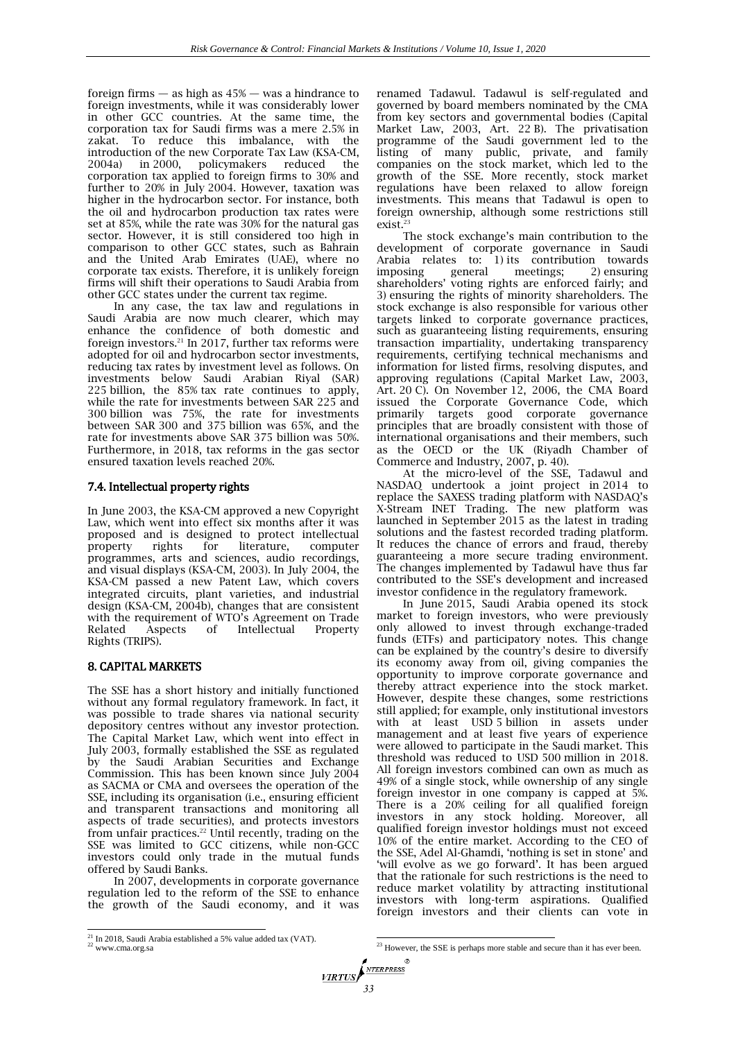foreign firms — as high as 45% — was a hindrance to foreign investments, while it was considerably lower in other GCC countries. At the same time, the corporation tax for Saudi firms was a mere 2.5% in zakat. To reduce this imbalance, with the introduction of the new Corporate Tax Law (KSA-CM, 2004a) in 2000, policymakers reduced the corporation tax applied to foreign firms to 30% and further to 20% in July 2004. However, taxation was higher in the hydrocarbon sector. For instance, both the oil and hydrocarbon production tax rates were set at 85%, while the rate was 30% for the natural gas sector. However, it is still considered too high in comparison to other GCC states, such as Bahrain and the United Arab Emirates (UAE), where no corporate tax exists. Therefore, it is unlikely foreign firms will shift their operations to Saudi Arabia from other GCC states under the current tax regime.

In any case, the tax law and regulations in Saudi Arabia are now much clearer, which may enhance the confidence of both domestic and foreign investors.[21] In 2017, further tax reforms were adopted for oil and hydrocarbon sector investments, reducing tax rates by investment level as follows. On investments below Saudi Arabian Riyal (SAR) 225 billion, the 85% tax rate continues to apply, while the rate for investments between SAR 225 and 300 billion was 75%, the rate for investments between SAR 300 and 375 billion was 65%, and the rate for investments above SAR 375 billion was 50%. Furthermore, in 2018, tax reforms in the gas sector ensured taxation levels reached 20%.

### 7.4. Intellectual property rights

In June 2003, the KSA-CM approved a new Copyright Law, which went into effect six months after it was proposed and is designed to protect intellectual property rights for literature, computer programmes, arts and sciences, audio recordings, and visual displays (KSA-CM, 2003). In July 2004, the KSA-CM passed a new Patent Law, which covers integrated circuits, plant varieties, and industrial design (KSA-CM, 2004b), changes that are consistent with the requirement of WTO's Agreement on Trade Related Aspects of Intellectual Property Rights (TRIPS).

## 8. CAPITAL MARKETS

The SSE has a short history and initially functioned without any formal regulatory framework. In fact, it was possible to trade shares via national security depository centres without any investor protection. The Capital Market Law, which went into effect in July 2003, formally established the SSE as regulated by the Saudi Arabian Securities and Exchange Commission. This has been known since July 2004 as SACMA or CMA and oversees the operation of the SSE, including its organisation (i.e., ensuring efficient and transparent transactions and monitoring all aspects of trade securities), and protects investors from unfair practices.[22] Until recently, trading on the SSE was limited to GCC citizens, while non-GCC investors could only trade in the mutual funds offered by Saudi Banks.

In 2007, developments in corporate governance regulation led to the reform of the SSE to enhance the growth of the Saudi economy, and it was renamed Tadawul. Tadawul is self-regulated and governed by board members nominated by the CMA from key sectors and governmental bodies (Capital Market Law, 2003, Art. 22 B). The privatisation programme of the Saudi government led to the listing of many public, private, and family companies on the stock market, which led to the growth of the SSE. More recently, stock market regulations have been relaxed to allow foreign investments. This means that Tadawul is open to foreign ownership, although some restrictions still exist.[23]

The stock exchange's main contribution to the development of corporate governance in Saudi Arabia relates to: 1) its contribution towards imposing general meetings; 2) ensuring shareholders' voting rights are enforced fairly; and 3) ensuring the rights of minority shareholders. The stock exchange is also responsible for various other targets linked to corporate governance practices, such as guaranteeing listing requirements, ensuring transaction impartiality, undertaking transparency requirements, certifying technical mechanisms and information for listed firms, resolving disputes, and approving regulations (Capital Market Law, 2003, Art. 20 C). On November 12, 2006, the CMA Board issued the Corporate Governance Code, which primarily targets good corporate governance principles that are broadly consistent with those of international organisations and their members, such as the OECD or the UK (Riyadh Chamber of Commerce and Industry, 2007, p. 40).

At the micro-level of the SSE, Tadawul and NASDAQ undertook a joint project in 2014 to replace the SAXESS trading platform with NASDAQ's X-Stream INET Trading. The new platform was launched in September 2015 as the latest in trading solutions and the fastest recorded trading platform. It reduces the chance of errors and fraud, thereby guaranteeing a more secure trading environment. The changes implemented by Tadawul have thus far contributed to the SSE's development and increased investor confidence in the regulatory framework.

In June 2015, Saudi Arabia opened its stock market to foreign investors, who were previously only allowed to invest through exchange-traded funds (ETFs) and participatory notes. This change can be explained by the country's desire to diversify its economy away from oil, giving companies the opportunity to improve corporate governance and thereby attract experience into the stock market. However, despite these changes, some restrictions still applied; for example, only institutional investors with at least USD 5 billion in assets under management and at least five years of experience were allowed to participate in the Saudi market. This threshold was reduced to USD 500 million in 2018. All foreign investors combined can own as much as 49% of a single stock, while ownership of any single foreign investor in one company is capped at 5%. There is a 20% ceiling for all qualified foreign investors in any stock holding. Moreover, all qualified foreign investor holdings must not exceed 10% of the entire market. According to the CEO of the SSE, Adel Al-Ghamdi, 'nothing is set in stone' and 'will evolve as we go forward'. It has been argued that the rationale for such restrictions is the need to reduce market volatility by attracting institutional investors with long-term aspirations. Qualified foreign investors and their clients can vote in

[21] In 2018, Saudi Arabia established a 5% value added tax (VAT).
[22] www.cma.org.sa
[23] However, the SSE is perhaps more stable and secure than it has ever been.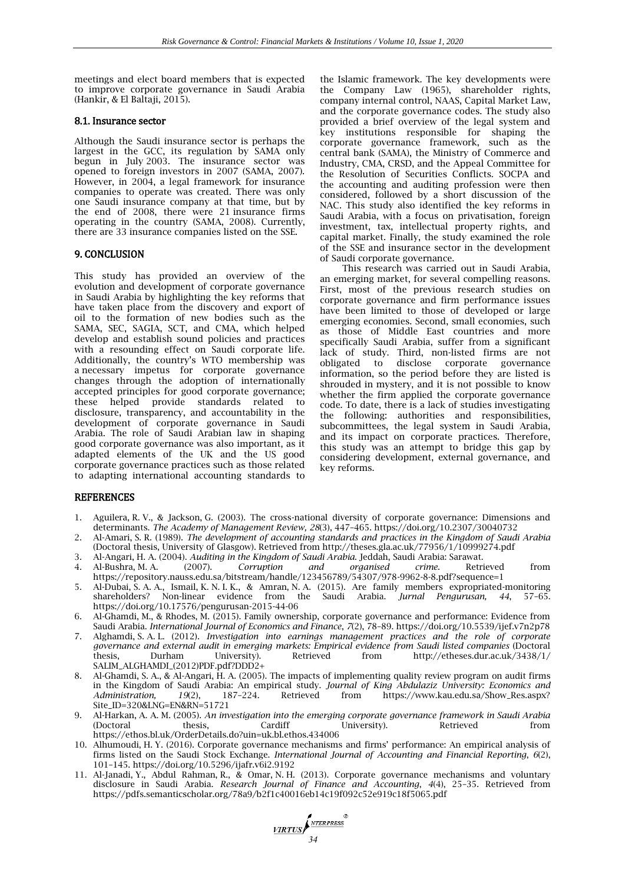meetings and elect board members that is expected to improve corporate governance in Saudi Arabia (Hankir, & El Baltaji, 2015).

### 8.1. Insurance sector

Although the Saudi insurance sector is perhaps the largest in the GCC, its regulation by SAMA only begun in July 2003. The insurance sector was opened to foreign investors in 2007 (SAMA, 2007). However, in 2004, a legal framework for insurance companies to operate was created. There was only one Saudi insurance company at that time, but by the end of 2008, there were 21 insurance firms operating in the country (SAMA, 2008). Currently, there are 33 insurance companies listed on the SSE.

## 9. CONCLUSION

This study has provided an overview of the evolution and development of corporate governance in Saudi Arabia by highlighting the key reforms that have taken place from the discovery and export of oil to the formation of new bodies such as the SAMA, SEC, SAGIA, SCT, and CMA, which helped develop and establish sound policies and practices with a resounding effect on Saudi corporate life. Additionally, the country's WTO membership was a necessary impetus for corporate governance changes through the adoption of internationally accepted principles for good corporate governance; these helped provide standards related to disclosure, transparency, and accountability in the development of corporate governance in Saudi Arabia. The role of Saudi Arabian law in shaping good corporate governance was also important, as it adapted elements of the UK and the US good corporate governance practices such as those related to adapting international accounting standards to the Islamic framework. The key developments were the Company Law (1965), shareholder rights, company internal control, NAAS, Capital Market Law, and the corporate governance codes. The study also provided a brief overview of the legal system and key institutions responsible for shaping the corporate governance framework, such as the central bank (SAMA), the Ministry of Commerce and Industry, CMA, CRSD, and the Appeal Committee for the Resolution of Securities Conflicts. SOCPA and the accounting and auditing profession were then considered, followed by a short discussion of the NAC. This study also identified the key reforms in Saudi Arabia, with a focus on privatisation, foreign investment, tax, intellectual property rights, and capital market. Finally, the study examined the role of the SSE and insurance sector in the development of Saudi corporate governance.

This research was carried out in Saudi Arabia, an emerging market, for several compelling reasons. First, most of the previous research studies on corporate governance and firm performance issues have been limited to those of developed or large emerging economies. Second, small economies, such as those of Middle East countries and more specifically Saudi Arabia, suffer from a significant lack of study. Third, non-listed firms are not obligated to disclose corporate governance information, so the period before they are listed is shrouded in mystery, and it is not possible to know whether the firm applied the corporate governance code. To date, there is a lack of studies investigating the following: authorities and responsibilities, subcommittees, the legal system in Saudi Arabia, and its impact on corporate practices. Therefore, this study was an attempt to bridge this gap by considering development, external governance, and key reforms.

## REFERENCES

1. Aguilera, R. V., & Jackson, G. (2003). The cross-national diversity of corporate governance: Dimensions and determinants. *The Academy of Management Review, 28*(3), 447–465. https://doi.org/10.2307/30040732
2. Al-Amari, S. R. (1989). *The development of accounting standards and practices in the Kingdom of Saudi Arabia* (Doctoral thesis, University of Glasgow). Retrieved from http://theses.gla.ac.uk/77956/1/10999274.pdf
3. Al-Angari, H. A. (2004). *Auditing in the Kingdom of Saudi Arabia.* Jeddah, Saudi Arabia: Sarawat.
4. Al-Bushra, M. A. (2007). *Corruption and organised crime.* Retrieved from https://repository.nauss.edu.sa/bitstream/handle/123456789/54307/978-9962-8-8.pdf?sequence=1
5. Al-Dubai, S. A. A., Ismail, K. N. I. K., & Amran, N. A. (2015). Are family members expropriated-monitoring shareholders? Non-linear evidence from the Saudi Arabia. *Jurnal Pengurusan, 44*, 57–65. https://doi.org/10.17576/pengurusan-2015-44-06
6. Al-Ghamdi, M., & Rhodes, M. (2015). Family ownership, corporate governance and performance: Evidence from Saudi Arabia. *International Journal of Economics and Finance*, *7*(2), 78–89. https://doi.org/10.5539/ijef.v7n2p78
7. Alghamdi, S. A. L. (2012). *Investigation into earnings management practices and the role of corporate governance and external audit in emerging markets: Empirical evidence from Saudi listed companies* (Doctoral thesis, Durham University). Retrieved from http://etheses.dur.ac.uk/3438/1/SALIM_ALGHAMDI_(2012)PDF.pdf?DDD2+
8. Al-Ghamdi, S. A., & Al-Angari, H. A. (2005). The impacts of implementing quality review program on audit firms in the Kingdom of Saudi Arabia: An empirical study. *Journal of King Abdulaziz University: Economics and Administration, 19*(2), 187–224. Retrieved from https://www.kau.edu.sa/Show_Res.aspx?Site_ID=320&LNG=EN&RN=51721
9. Al-Harkan, A. A. M. (2005). *An investigation into the emerging corporate governance framework in Saudi Arabia* (Doctoral thesis, Cardiff University). Retrieved from https://ethos.bl.uk/OrderDetails.do?uin=uk.bl.ethos.434006
10. Alhumoudi, H. Y. (2016). Corporate governance mechanisms and firms' performance: An empirical analysis of firms listed on the Saudi Stock Exchange. *International Journal of Accounting and Financial Reporting*, *6*(2), 101–145. https://doi.org/10.5296/ijafr.v6i2.9192
11. Al-Janadi, Y., Abdul Rahman, R., & Omar, N. H. (2013). Corporate governance mechanisms and voluntary disclosure in Saudi Arabia. *Research Journal of Finance and Accounting*, *4*(4), 25–35. Retrieved from https://pdfs.semanticscholar.org/78a9/b2f1c40016eb14c19f092c52e919c18f5065.pdf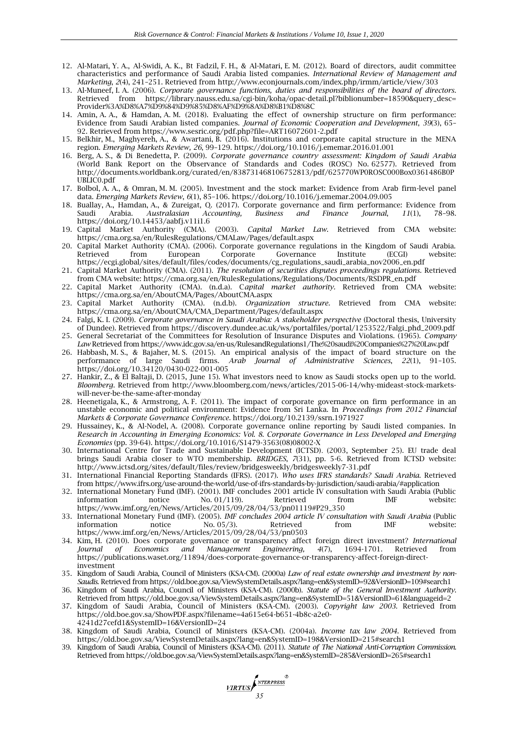12. Al-Matari, Y. A., Al-Swidi, A. K., Bt Fadzil, F. H., & Al-Matari, E. M. (2012). Board of directors, audit committee characteristics and performance of Saudi Arabia listed companies. *International Review of Management and Marketing, 2*(4), 241–251. Retrieved from http://www.econjournals.com/index.php/irmm/article/view/303
13. Al-Muneef, I. A. (2006). *Corporate governance functions, duties and responsibilities of the board of directors*. Retrieved from https://library.nauss.edu.sa/cgi-bin/koha/opac-detail.pl?biblionumber=18590&query_desc=Provider%3A%D8%A7%D9%84%D9%85%D8%AF%D9%8A%D8%B1%D8%8C
14. Amin, A. A., & Hamdan, A. M. (2018). Evaluating the effect of ownership structure on firm performance: Evidence from Saudi Arabian listed companies. *Journal of Economic Cooperation and Development, 39*(3), 65–92. Retrieved from https://www.sesric.org/pdf.php?file=ART16072601-2.pdf
15. Belkhir, M., Maghyereh, A., & Awartani, B. (2016). Institutions and corporate capital structure in the MENA region. *Emerging Markets Review, 26*, 99–129. https://doi.org/10.1016/j.ememar.2016.01.001
16. Berg, A. S., & Di Benedetta, P. (2009). *Corporate governance country assessment: Kingdom of Saudi Arabia* (World Bank Report on the Observance of Standards and Codes (ROSC) No. 62577). Retrieved from http://documents.worldbank.org/curated/en/838731468106752813/pdf/625770WP0ROSC000Box0361486B0PUBLIC0.pdf
17. Bolbol, A. A., & Omran, M. M. (2005). Investment and the stock market: Evidence from Arab firm-level panel data. *Emerging Markets Review, 6*(1), 85–106. https://doi.org/10.1016/j.ememar.2004.09.005
18. Buallay, A., Hamdan, A., & Zureigat, Q. (2017). Corporate governance and firm performance: Evidence from Saudi Arabia. *Australasian Accounting, Business and Finance Journal, 11*(1), 78–98. https://doi.org/10.14453/aabfj.v11i1.6
19. Capital Market Authority (CMA). (2003). *Capital Market Law*. Retrieved from CMA website: https://cma.org.sa/en/RulesRegulations/CMALaw/Pages/default.aspx
20. Capital Market Authority (CMA). (2006). Corporate governance regulations in the Kingdom of Saudi Arabia. Retrieved from European Corporate Governance Institute (ECGI) website: https://ecgi.global/sites/default/files/codes/documents/cg_regulations_saudi_arabia_nov2006_en.pdf
21. Capital Market Authority (CMA). (2011). *The resolution of securities disputes proceedings regulations*. Retrieved from CMA website: https://cma.org.sa/en/RulesRegulations/Regulations/Documents/RSDPR_en.pdf
22. Capital Market Authority (CMA). (n.d.a). C*apital market authority*. Retrieved from CMA website: https://cma.org.sa/en/AboutCMA/Pages/AboutCMA.aspx
23. Capital Market Authority (CMA). (n.d.b). *Organization structure*. Retrieved from CMA website: https://cma.org.sa/en/AboutCMA/CMA_Department/Pages/default.aspx
24. Falgi, K. I. (2009). *Corporate governance in Saudi Arabia: A stakeholder perspective* (Doctoral thesis, University of Dundee). Retrieved from https://discovery.dundee.ac.uk/ws/portalfiles/portal/1253522/Falgi_phd_2009.pdf
25. General Secretariat of the Committees for Resolution of Insurance Disputes and Violations. (1965). *Company Law* Retrieved from https://www.idc.gov.sa/en-us/RulesandRegulations1/The%20saudi%20Companies%27%20Law.pdf
26. Habbash, M. S., & Bajaher, M. S. (2015). An empirical analysis of the impact of board structure on the performance of large Saudi firms. *Arab Journal of Administrative Sciences, 22*(1), 91–105. https://doi.org/10.34120/0430-022-001-005
27. Hankir, Z., & El Baltaji, D. (2015, June 15). What investors need to know as Saudi stocks open up to the world. *Bloomberg*. Retrieved from http://www.bloomberg.com/news/articles/2015-06-14/why-mideast-stock-markets-will-never-be-the-same-after-monday
28. Heenetigala, K., & Armstrong, A. F. (2011). The impact of corporate governance on firm performance in an unstable economic and political environment: Evidence from Sri Lanka. In *Proceedings from 2012 Financial Markets & Corporate Governance Conference*. https://doi.org/10.2139/ssrn.1971927
29. Hussainey, K., & Al-Nodel, A. (2008). Corporate governance online reporting by Saudi listed companies. In *Research in Accounting in Emerging Economics: Vol. 8. Corporate Governance in Less Developed and Emerging Economies* (pp. 39-64). https://doi.org/10.1016/S1479-3563(08)08002-X
30. International Centre for Trade and Sustainable Development (ICTSD). (2003, September 25). EU trade deal brings Saudi Arabia closer to WTO membership. *BRIDGES, 7*(31), pp. 5-6. Retrieved from ICTSD website: http://www.ictsd.org/sites/default/files/review/bridgesweekly/bridgesweekly7-31.pdf
31. International Financial Reporting Standards (IFRS). (2017). *Who uses IFRS standards? Saudi Arabia*. Retrieved from https://www.ifrs.org/use-around-the-world/use-of-ifrs-standards-by-jurisdiction/saudi-arabia/#application
32. International Monetary Fund (IMF). (2001). IMF concludes 2001 article IV consultation with Saudi Arabia (Public information notice No. 01/119). Retrieved from IMF website: https://www.imf.org/en/News/Articles/2015/09/28/04/53/pn01119#P29_350
33. International Monetary Fund (IMF). (2005). *IMF concludes 2004 article IV consultation with Saudi Arabia* (Public information notice No. 05/3). Retrieved from IMF website: https://www.imf.org/en/News/Articles/2015/09/28/04/53/pn0503
34. Kim, H. (2010). Does corporate governance or transparency affect foreign direct investment? *International Journal of Economics and Management Engineering, 4*(7), 1694-1701. Retrieved from https://publications.waset.org/11894/does-corporate-governance-or-transparency-affect-foreign-direct-investment
35. Kingdom of Saudi Arabia, Council of Ministers (KSA-CM). (2000a) *Law of real estate ownership and investment by non-Saudis*. Retrieved from https://old.boe.gov.sa/ViewSystemDetails.aspx?lang=en&SystemID=92&VersionID=109#search1
36. Kingdom of Saudi Arabia, Council of Ministers (KSA-CM). (2000b). *Statute of the General Investment Authority*. Retrieved from https://old.boe.gov.sa/ViewSystemDetails.aspx?lang=en&SystemID=51&VersionID=61&languageid=2
37. Kingdom of Saudi Arabia, Council of Ministers (KSA-CM). (2003). *Copyright law 2003*. Retrieved from https://old.boe.gov.sa/ShowPDF.aspx?filename=4a615e64-b651-4b8c-a2e0-4241d27cefd1&SystemID=16&VersionID=24
38. Kingdom of Saudi Arabia, Council of Ministers (KSA-CM). (2004a). *Income tax law 2004*. Retrieved from https://old.boe.gov.sa/ViewSystemDetails.aspx?lang=en&SystemID=198&VersionID=215#search1
39. Kingdom of Saudi Arabia, Council of Ministers (KSA-CM). (2011). *Statute of The National Anti-Corruption Commission*. Retrieved from https://old.boe.gov.sa/ViewSystemDetails.aspx?lang=en&SystemID=285&VersionID=265#search1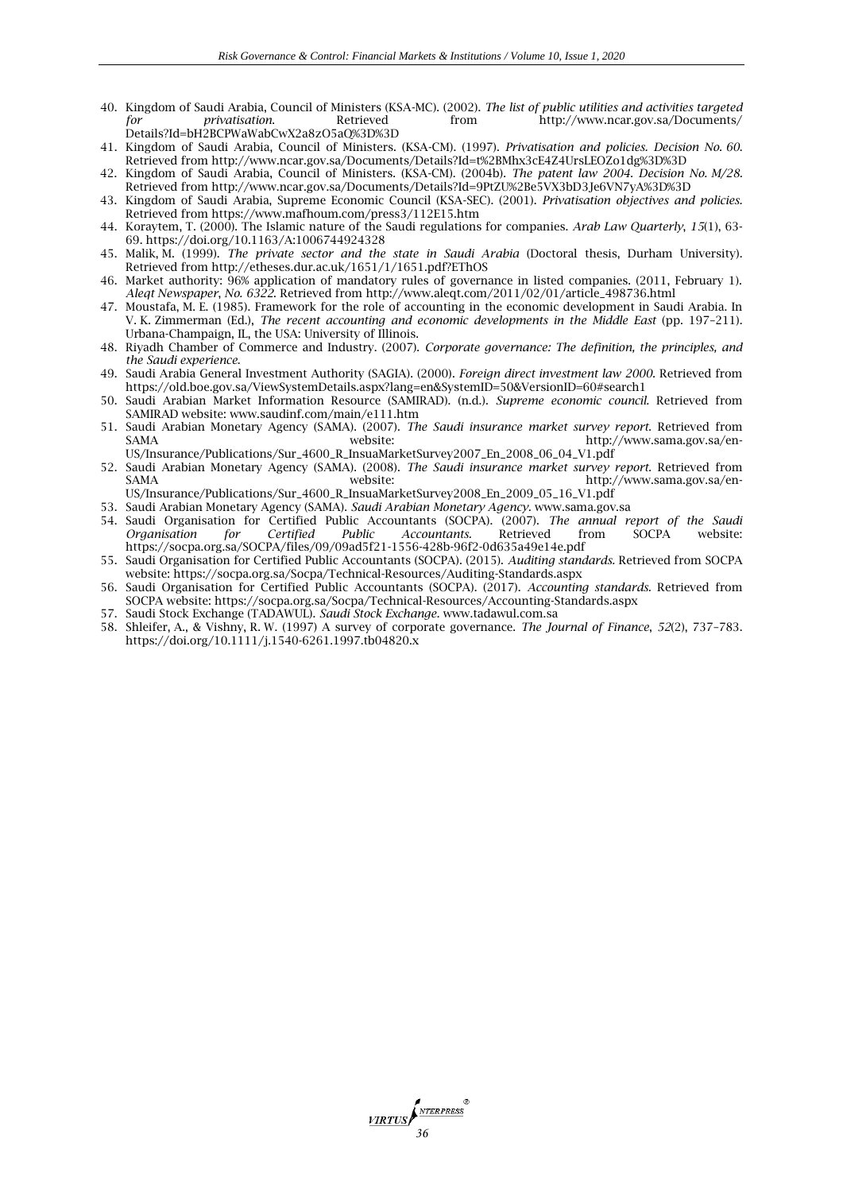40. Kingdom of Saudi Arabia, Council of Ministers (KSA-MC). (2002). *The list of public utilities and activities targeted for privatisation*. Retrieved from http://www.ncar.gov.sa/Documents/Details?Id=bH2BCPWaWabCwX2a8zO5aQ%3D%3D
41. Kingdom of Saudi Arabia, Council of Ministers. (KSA-CM). (1997). *Privatisation and policies. Decision No. 60*. Retrieved from http://www.ncar.gov.sa/Documents/Details?Id=t%2BMhx3cE4Z4UrsLEOZo1dg%3D%3D
42. Kingdom of Saudi Arabia, Council of Ministers. (KSA-CM). (2004b). *The patent law 2004. Decision No. M/28*. Retrieved from http://www.ncar.gov.sa/Documents/Details?Id=9PtZU%2Be5VX3bD3Je6VN7yA%3D%3D
43. Kingdom of Saudi Arabia, Supreme Economic Council (KSA-SEC). (2001). *Privatisation objectives and policies*. Retrieved from https://www.mafhoum.com/press3/112E15.htm
44. Koraytem, T. (2000). The Islamic nature of the Saudi regulations for companies. *Arab Law Quarterly, 15*(1), 63-69. https://doi.org/10.1163/A:1006744924328
45. Malik, M. (1999). *The private sector and the state in Saudi Arabia* (Doctoral thesis, Durham University). Retrieved from http://etheses.dur.ac.uk/1651/1/1651.pdf?EThOS
46. Market authority: 96% application of mandatory rules of governance in listed companies. (2011, February 1). *Aleqt Newspaper, No. 6322*. Retrieved from http://www.aleqt.com/2011/02/01/article_498736.html
47. Moustafa, M. E. (1985). Framework for the role of accounting in the economic development in Saudi Arabia. In V. K. Zimmerman (Ed.), *The recent accounting and economic developments in the Middle East* (pp. 197–211). Urbana-Champaign, IL, the USA: University of Illinois.
48. Riyadh Chamber of Commerce and Industry. (2007). *Corporate governance: The definition, the principles, and the Saudi experience*.
49. Saudi Arabia General Investment Authority (SAGIA). (2000). *Foreign direct investment law 2000*. Retrieved from https://old.boe.gov.sa/ViewSystemDetails.aspx?lang=en&SystemID=50&VersionID=60#search1
50. Saudi Arabian Market Information Resource (SAMIRAD). (n.d.). *Supreme economic council*. Retrieved from SAMIRAD website: www.saudinf.com/main/e111.htm
51. Saudi Arabian Monetary Agency (SAMA). (2007). *The Saudi insurance market survey report*. Retrieved from SAMA website: http://www.sama.gov.sa/en-US/Insurance/Publications/Sur_4600_R_InsuaMarketSurvey2007_En_2008_06_04_V1.pdf
52. Saudi Arabian Monetary Agency (SAMA). (2008). *The Saudi insurance market survey report*. Retrieved from SAMA website: http://www.sama.gov.sa/en-US/Insurance/Publications/Sur_4600_R_InsuaMarketSurvey2008_En_2009_05_16_V1.pdf
53. Saudi Arabian Monetary Agency (SAMA). *Saudi Arabian Monetary Agency*. www.sama.gov.sa
54. Saudi Organisation for Certified Public Accountants (SOCPA). (2007). *The annual report of the Saudi Organisation for Certified Public Accountants*. Retrieved from SOCPA website: https://socpa.org.sa/SOCPA/files/09/09ad5f21-1556-428b-96f2-0d635a49e14e.pdf
55. Saudi Organisation for Certified Public Accountants (SOCPA). (2015). *Auditing standards*. Retrieved from SOCPA website: https://socpa.org.sa/Socpa/Technical-Resources/Auditing-Standards.aspx
56. Saudi Organisation for Certified Public Accountants (SOCPA). (2017). *Accounting standards*. Retrieved from SOCPA website: https://socpa.org.sa/Socpa/Technical-Resources/Accounting-Standards.aspx
57. Saudi Stock Exchange (TADAWUL). *Saudi Stock Exchange*. www.tadawul.com.sa
58. Shleifer, A., & Vishny, R. W. (1997) A survey of corporate governance. *The Journal of Finance, 52*(2), 737–783. https://doi.org/10.1111/j.1540-6261.1997.tb04820.x